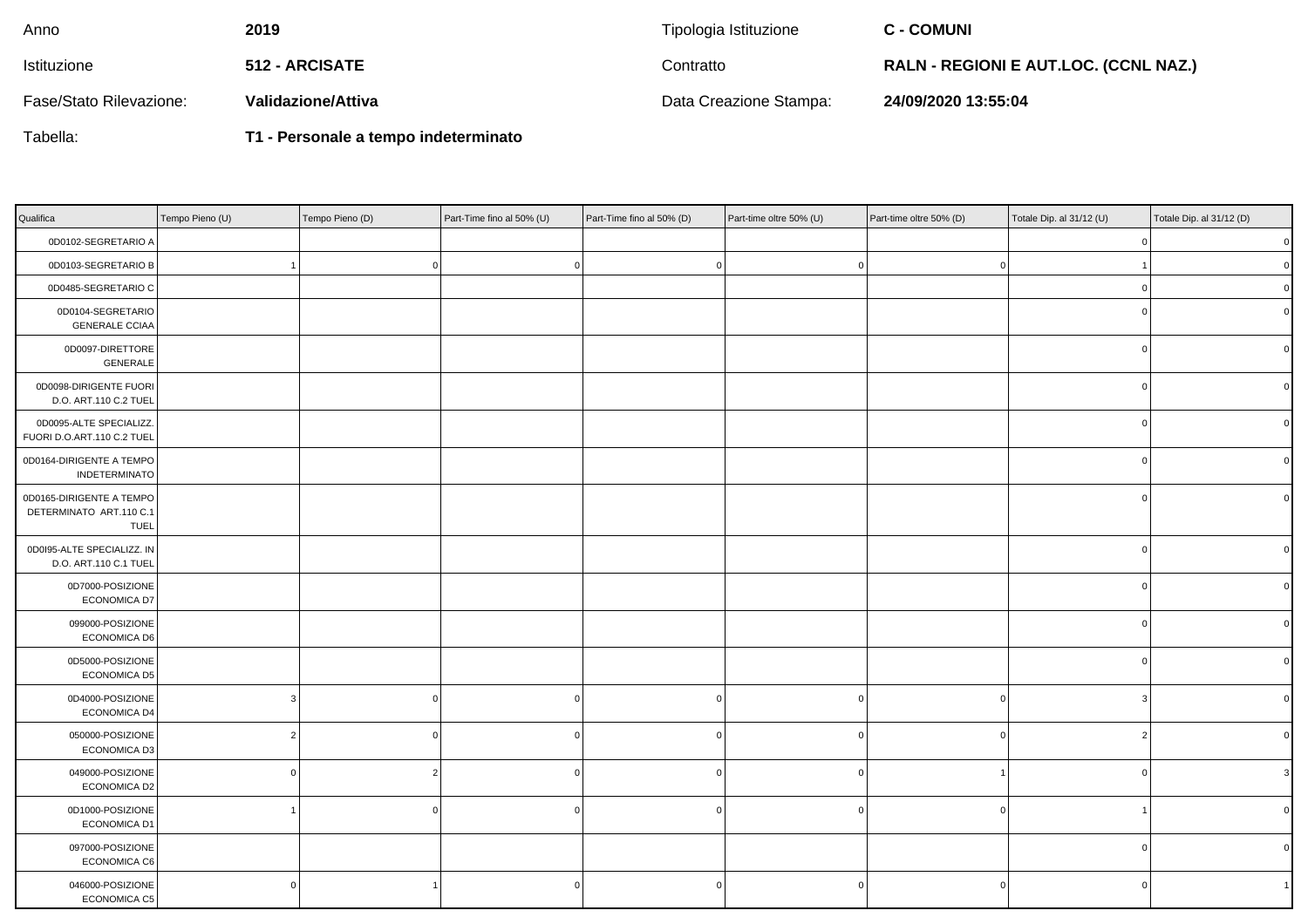| Anno | 2019 | Tipologia Istituzione | C - COMUNI |
|---|---|---|---|
| Istituzione | 512 - ARCISATE | Contratto | RALN - REGIONI E AUT.LOC. (CCNL NAZ.) |
| Fase/Stato Rilevazione: | Validazione/Attiva | Data Creazione Stampa: | 24/09/2020 13:55:04 |
| Tabella: | T1 - Personale a tempo indeterminato | | |

| Qualifica | Tempo Pieno (U) | Tempo Pieno (D) | Part-Time fino al 50% (U) | Part-Time fino al 50% (D) | Part-time oltre 50% (U) | Part-time oltre 50% (D) | Totale Dip. al 31/12 (U) | Totale Dip. al 31/12 (D) |
|---|---|---|---|---|---|---|---|---|
| 0D0102-SEGRETARIO A | | | | | | | 0 | 0 |
| 0D0103-SEGRETARIO B | 1 | 0 | 0 | 0 | 0 | 0 | 1 | 0 |
| 0D0485-SEGRETARIO C | | | | | | | 0 | 0 |
| 0D0104-SEGRETARIO GENERALE CCIAA | | | | | | | 0 | 0 |
| 0D0097-DIRETTORE GENERALE | | | | | | | 0 | 0 |
| 0D0098-DIRIGENTE FUORI D.O. ART.110 C.2 TUEL | | | | | | | 0 | 0 |
| 0D0095-ALTE SPECIALIZZ. FUORI D.O.ART.110 C.2 TUEL | | | | | | | 0 | 0 |
| 0D0164-DIRIGENTE A TEMPO INDETERMINATO | | | | | | | 0 | 0 |
| 0D0165-DIRIGENTE A TEMPO DETERMINATO ART.110 C.1 TUEL | | | | | | | 0 | 0 |
| 0D0I95-ALTE SPECIALIZZ. IN D.O. ART.110 C.1 TUEL | | | | | | | 0 | 0 |
| 0D7000-POSIZIONE ECONOMICA D7 | | | | | | | 0 | 0 |
| 099000-POSIZIONE ECONOMICA D6 | | | | | | | 0 | 0 |
| 0D5000-POSIZIONE ECONOMICA D5 | | | | | | | 0 | 0 |
| 0D4000-POSIZIONE ECONOMICA D4 | 3 | 0 | 0 | 0 | 0 | 0 | 3 | 0 |
| 050000-POSIZIONE ECONOMICA D3 | 2 | 0 | 0 | 0 | 0 | 0 | 2 | 0 |
| 049000-POSIZIONE ECONOMICA D2 | 0 | 2 | 0 | 0 | 0 | 1 | 0 | 3 |
| 0D1000-POSIZIONE ECONOMICA D1 | 1 | 0 | 0 | 0 | 0 | 0 | 1 | 0 |
| 097000-POSIZIONE ECONOMICA C6 | | | | | | | 0 | 0 |
| 046000-POSIZIONE ECONOMICA C5 | 0 | 1 | 0 | 0 | 0 | 0 | 0 | 1 |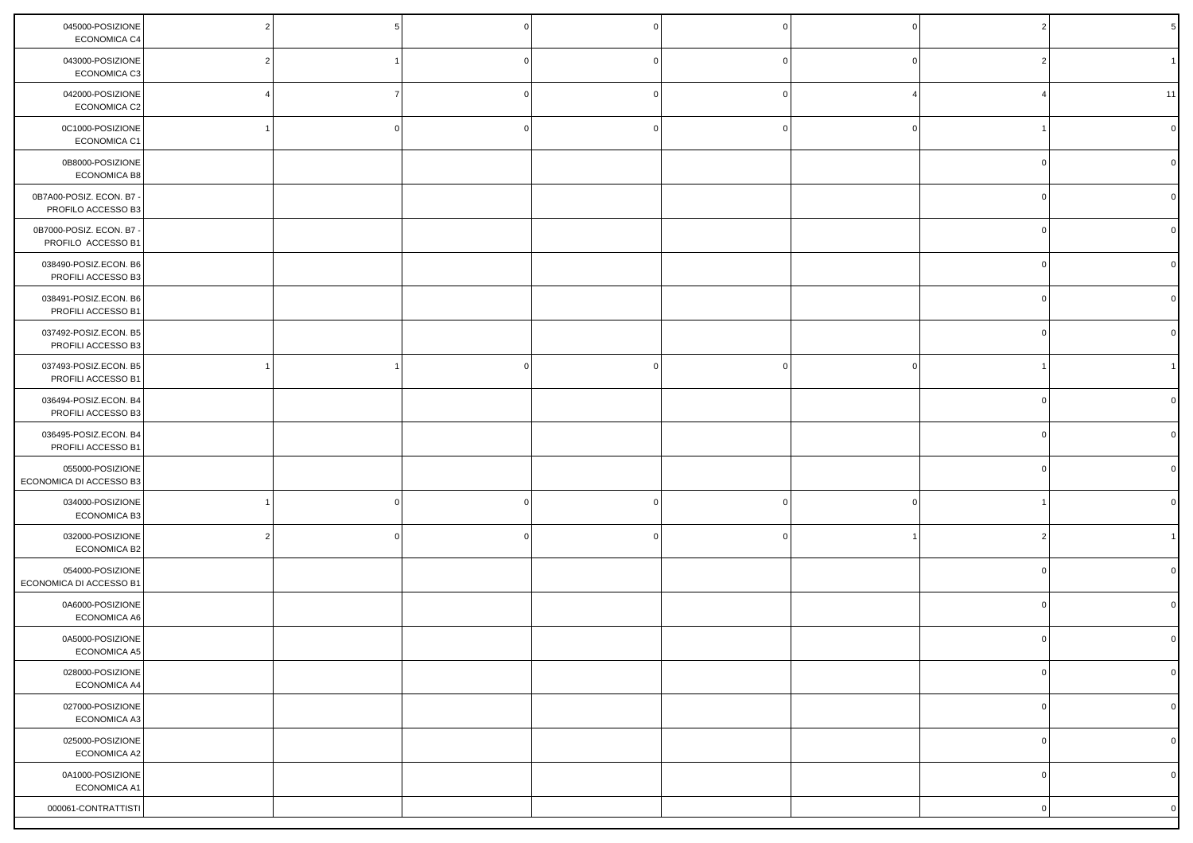| | | | | | | | | |
|---|---|---|---|---|---|---|---|---|
| 045000-POSIZIONE ECONOMICA C4 | 2 | 5 | 0 | 0 | 0 | 0 | 2 | 5 |
| 043000-POSIZIONE ECONOMICA C3 | 2 | 1 | 0 | 0 | 0 | 0 | 2 | 1 |
| 042000-POSIZIONE ECONOMICA C2 | 4 | 7 | 0 | 0 | 0 | 4 | 4 | 11 |
| 0C1000-POSIZIONE ECONOMICA C1 | 1 | 0 | 0 | 0 | 0 | 0 | 1 | 0 |
| 0B8000-POSIZIONE ECONOMICA B8 | | | | | | | 0 | 0 |
| 0B7A00-POSIZ. ECON. B7 - PROFILO ACCESSO B3 | | | | | | | 0 | 0 |
| 0B7000-POSIZ. ECON. B7 - PROFILO ACCESSO B1 | | | | | | | 0 | 0 |
| 038490-POSIZ.ECON. B6 PROFILI ACCESSO B3 | | | | | | | 0 | 0 |
| 038491-POSIZ.ECON. B6 PROFILI ACCESSO B1 | | | | | | | 0 | 0 |
| 037492-POSIZ.ECON. B5 PROFILI ACCESSO B3 | | | | | | | 0 | 0 |
| 037493-POSIZ.ECON. B5 PROFILI ACCESSO B1 | 1 | 1 | 0 | 0 | 0 | 0 | 1 | 1 |
| 036494-POSIZ.ECON. B4 PROFILI ACCESSO B3 | | | | | | | 0 | 0 |
| 036495-POSIZ.ECON. B4 PROFILI ACCESSO B1 | | | | | | | 0 | 0 |
| 055000-POSIZIONE ECONOMICA DI ACCESSO B3 | | | | | | | 0 | 0 |
| 034000-POSIZIONE ECONOMICA B3 | 1 | 0 | 0 | 0 | 0 | 0 | 1 | 0 |
| 032000-POSIZIONE ECONOMICA B2 | 2 | 0 | 0 | 0 | 0 | 1 | 2 | 1 |
| 054000-POSIZIONE ECONOMICA DI ACCESSO B1 | | | | | | | 0 | 0 |
| 0A6000-POSIZIONE ECONOMICA A6 | | | | | | | 0 | 0 |
| 0A5000-POSIZIONE ECONOMICA A5 | | | | | | | 0 | 0 |
| 028000-POSIZIONE ECONOMICA A4 | | | | | | | 0 | 0 |
| 027000-POSIZIONE ECONOMICA A3 | | | | | | | 0 | 0 |
| 025000-POSIZIONE ECONOMICA A2 | | | | | | | 0 | 0 |
| 0A1000-POSIZIONE ECONOMICA A1 | | | | | | | 0 | 0 |
| 000061-CONTRATTISTI | | | | | | | 0 | 0 |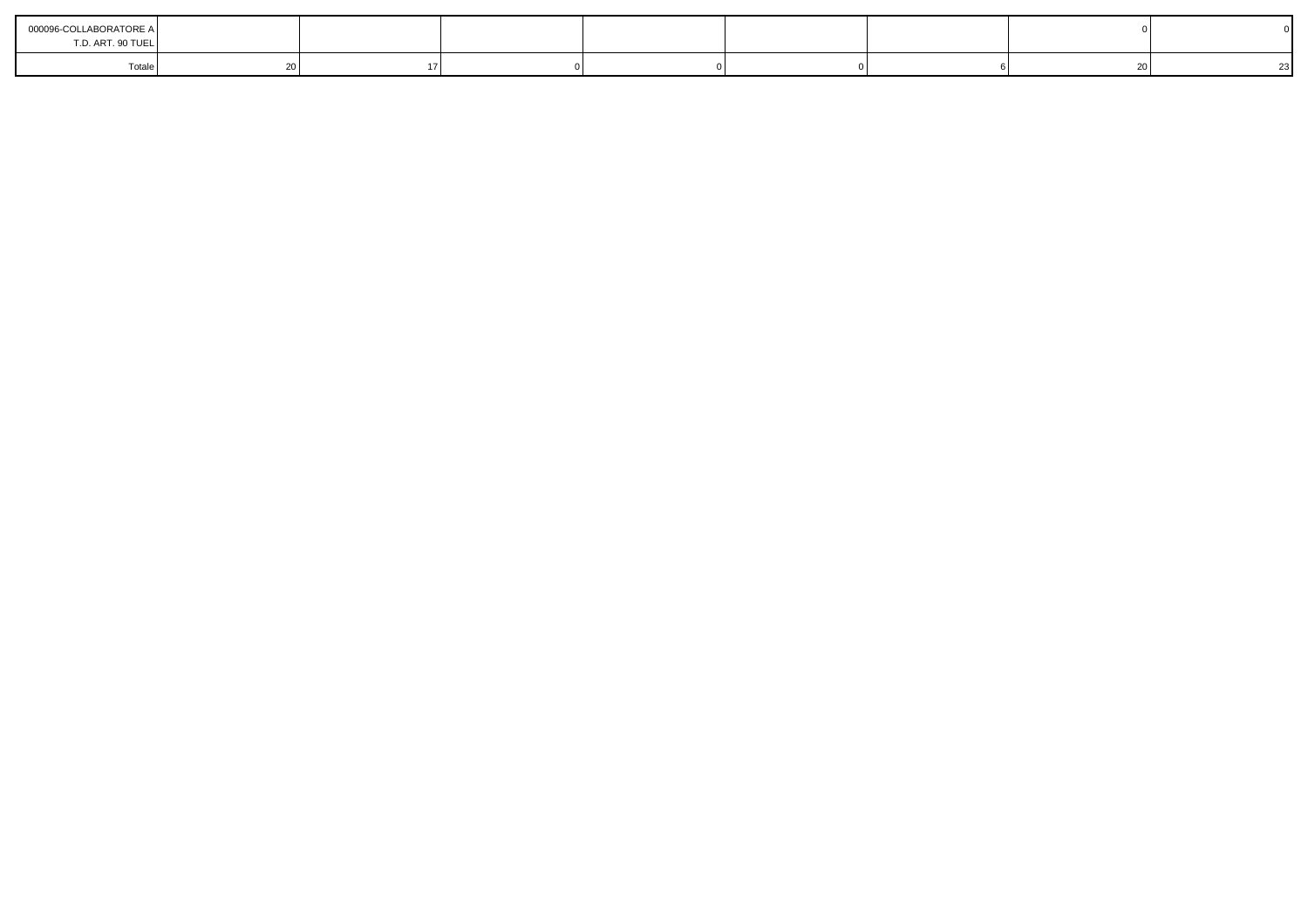| | | | | | | | | |
|---|---|---|---|---|---|---|---|---|
| 000096-COLLABORATORE A T.D. ART. 90 TUEL | | | | | | | 0 | 0 |
| Totale | 20 | 17 | 0 | 0 | 0 | 6 | 20 | 23 |